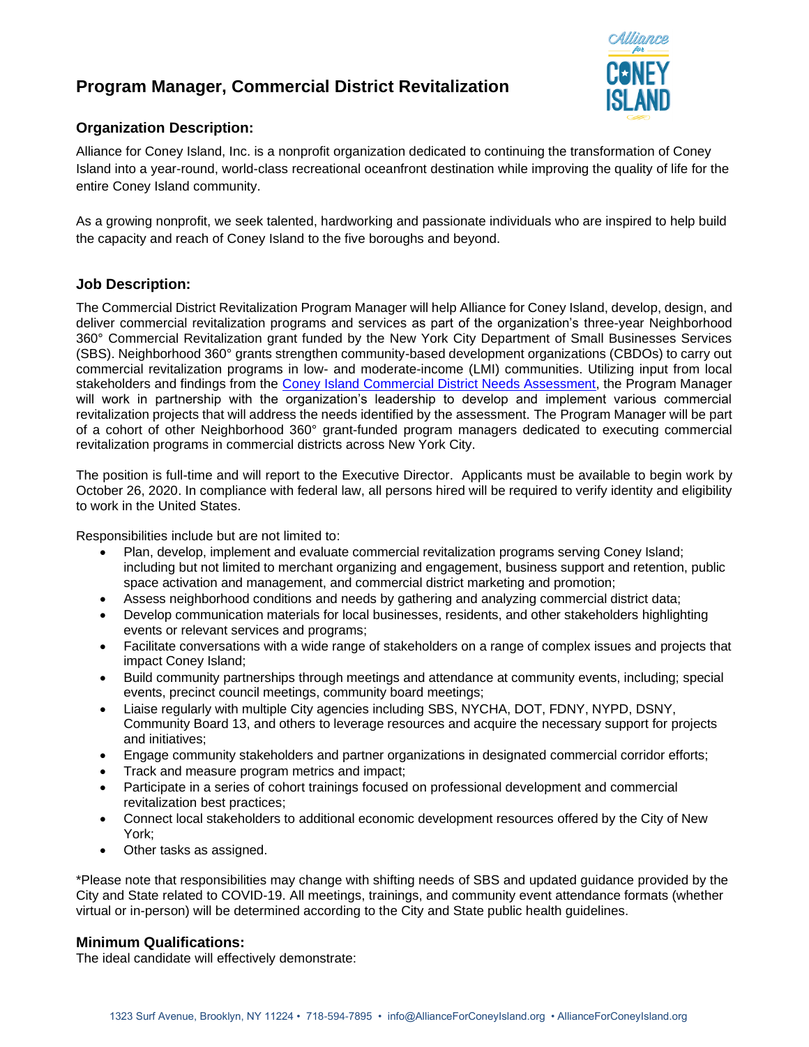# Program Manager, Commercial District Revitalization

## Organization Description:

Alliance for Coney Island, Inc. is a nonprofit organization dedicated to continuing the transformation of Coney Island into a year-round, world-class recreational oceanfront destination while improving the quality of life for the entire Coney Island community.

As a growing nonprofit, we seek talented, hardworking and passionate individuals who are inspired to help build the capacity and reach of Coney Island to the five boroughs and beyond.

## Job Description:

The Commercial District Revitalization Program Manager will help Alliance for Coney Island, develop, design, and deliver commercial revitalization programs and services as part of the organization's three-year Neighborhood 360° Commercial Revitalization grant funded by the New York City Department of Small Businesses Services (SBS). Neighborhood 360° grants strengthen community-based development organizations (CBDOs) to carry out commercial revitalization programs in low- and moderate-income (LMI) communities. Utilizing input from local stakeholders and findings from the Coney Island Commercial District Needs Assessment, the Program Manager will work in partnership with the organization's leadership to develop and implement various commercial revitalization projects that will address the needs identified by the assessment. The Program Manager will be part of a cohort of other Neighborhood 360° grant-funded program managers dedicated to executing commercial revitalization programs in commercial districts across New York City.

The position is full-time and will report to the Executive Director. Applicants must be available to begin work by October 26, 2020. In compliance with federal law, all persons hired will be required to verify identity and eligibility to work in the United States.

Responsibilities include but are not limited to:

- Plan, develop, implement and evaluate commercial revitalization programs serving Coney Island; including but not limited to merchant organizing and engagement, business support and retention, public space activation and management, and commercial district marketing and promotion;
- Assess neighborhood conditions and needs by gathering and analyzing commercial district data;
- Develop communication materials for local businesses, residents, and other stakeholders highlighting events or relevant services and programs;
- Facilitate conversations with a wide range of stakeholders on a range of complex issues and projects that impact Coney Island;
- Build community partnerships through meetings and attendance at community events, including; special events, precinct council meetings, community board meetings;
- Liaise regularly with multiple City agencies including SBS, NYCHA, DOT, FDNY, NYPD, DSNY, Community Board 13, and others to leverage resources and acquire the necessary support for projects and initiatives;
- Engage community stakeholders and partner organizations in designated commercial corridor efforts;
- Track and measure program metrics and impact;
- Participate in a series of cohort trainings focused on professional development and commercial revitalization best practices;
- Connect local stakeholders to additional economic development resources offered by the City of New York;
- Other tasks as assigned.

*Please note that responsibilities may change with shifting needs of SBS and updated guidance provided by the City and State related to COVID-19. All meetings, trainings, and community event attendance formats (whether virtual or in-person) will be determined according to the City and State public health guidelines.

## Minimum Qualifications:

The ideal candidate will effectively demonstrate: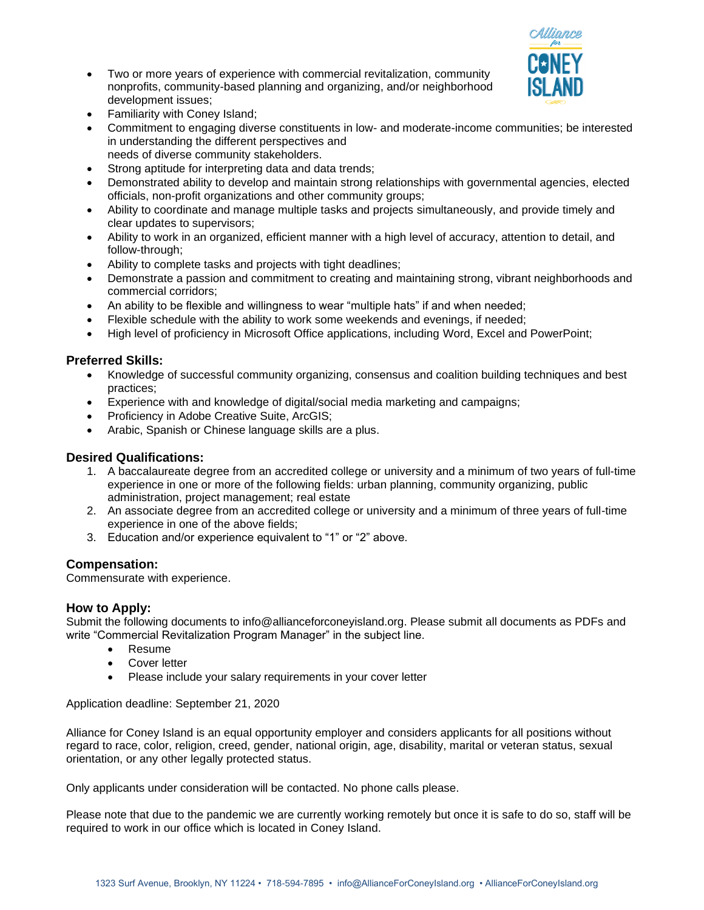- Two or more years of experience with commercial revitalization, community nonprofits, community-based planning and organizing, and/or neighborhood development issues;
- Familiarity with Coney Island;
- Commitment to engaging diverse constituents in low- and moderate-income communities; be interested in understanding the different perspectives and needs of diverse community stakeholders.
- Strong aptitude for interpreting data and data trends;
- Demonstrated ability to develop and maintain strong relationships with governmental agencies, elected officials, non-profit organizations and other community groups;
- Ability to coordinate and manage multiple tasks and projects simultaneously, and provide timely and clear updates to supervisors;
- Ability to work in an organized, efficient manner with a high level of accuracy, attention to detail, and follow-through;
- Ability to complete tasks and projects with tight deadlines;
- Demonstrate a passion and commitment to creating and maintaining strong, vibrant neighborhoods and commercial corridors;
- An ability to be flexible and willingness to wear "multiple hats" if and when needed;
- Flexible schedule with the ability to work some weekends and evenings, if needed;
- High level of proficiency in Microsoft Office applications, including Word, Excel and PowerPoint;

### Preferred Skills:

- Knowledge of successful community organizing, consensus and coalition building techniques and best practices;
- Experience with and knowledge of digital/social media marketing and campaigns;
- Proficiency in Adobe Creative Suite, ArcGIS;
- Arabic, Spanish or Chinese language skills are a plus.

### Desired Qualifications:

1. A baccalaureate degree from an accredited college or university and a minimum of two years of full-time experience in one or more of the following fields: urban planning, community organizing, public administration, project management; real estate
2. An associate degree from an accredited college or university and a minimum of three years of full-time experience in one of the above fields;
3. Education and/or experience equivalent to "1" or "2" above.

### Compensation:

Commensurate with experience.

### How to Apply:

Submit the following documents to info@allianceforconeyisland.org. Please submit all documents as PDFs and write "Commercial Revitalization Program Manager" in the subject line.

- Resume
- Cover letter
- Please include your salary requirements in your cover letter

Application deadline: September 21, 2020

Alliance for Coney Island is an equal opportunity employer and considers applicants for all positions without regard to race, color, religion, creed, gender, national origin, age, disability, marital or veteran status, sexual orientation, or any other legally protected status.

Only applicants under consideration will be contacted. No phone calls please.

Please note that due to the pandemic we are currently working remotely but once it is safe to do so, staff will be required to work in our office which is located in Coney Island.